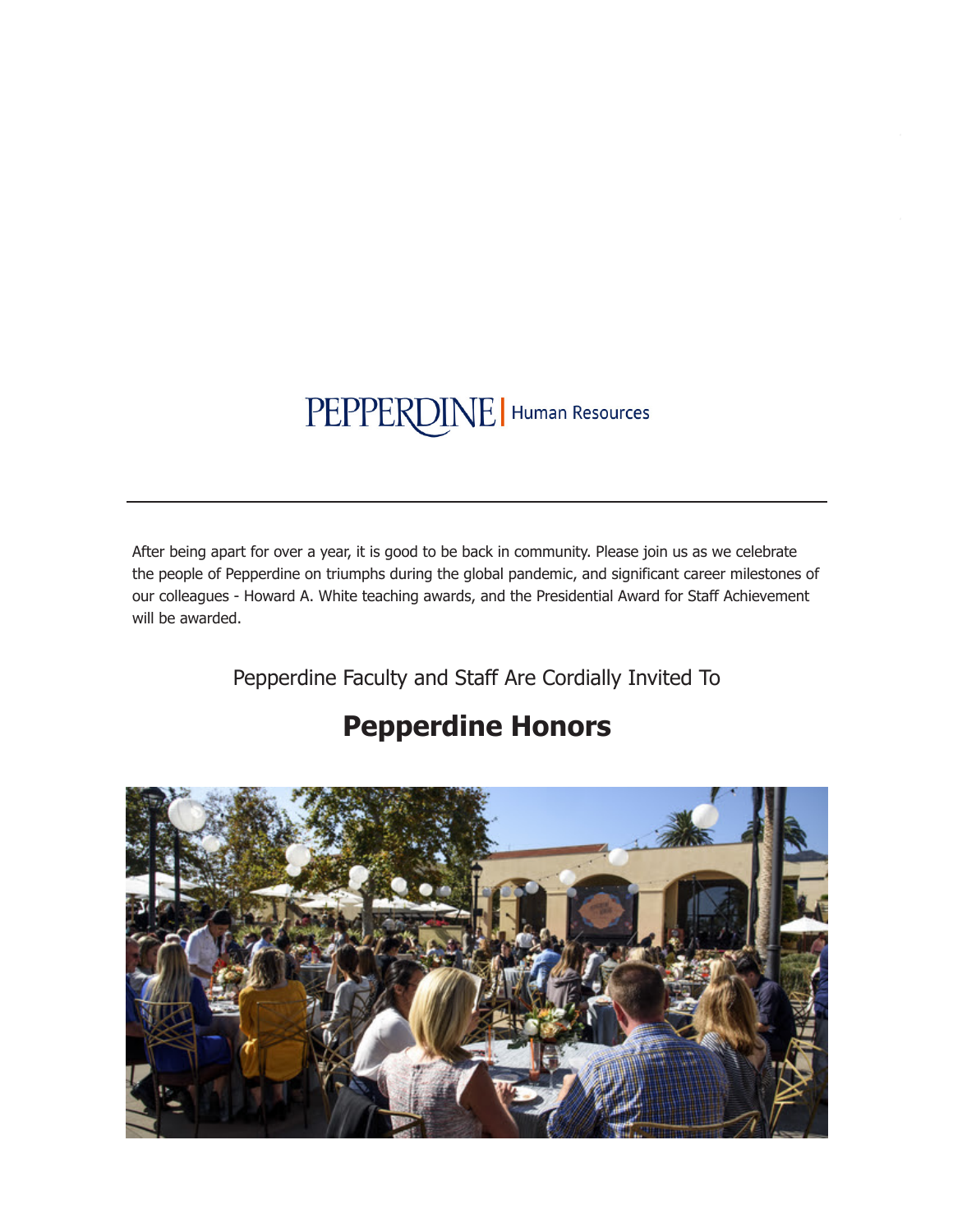PEPPERDINE | Human Resources

---

After being apart for over a year, it is good to be back in community. Please join us as we celebrate the people of Pepperdine on triumphs during the global pandemic, and significant career milestones of our colleagues - Howard A. White teaching awards, and the Presidential Award for Staff Achievement will be awarded.

Pepperdine Faculty and Staff Are Cordially Invited To

# Pepperdine Honors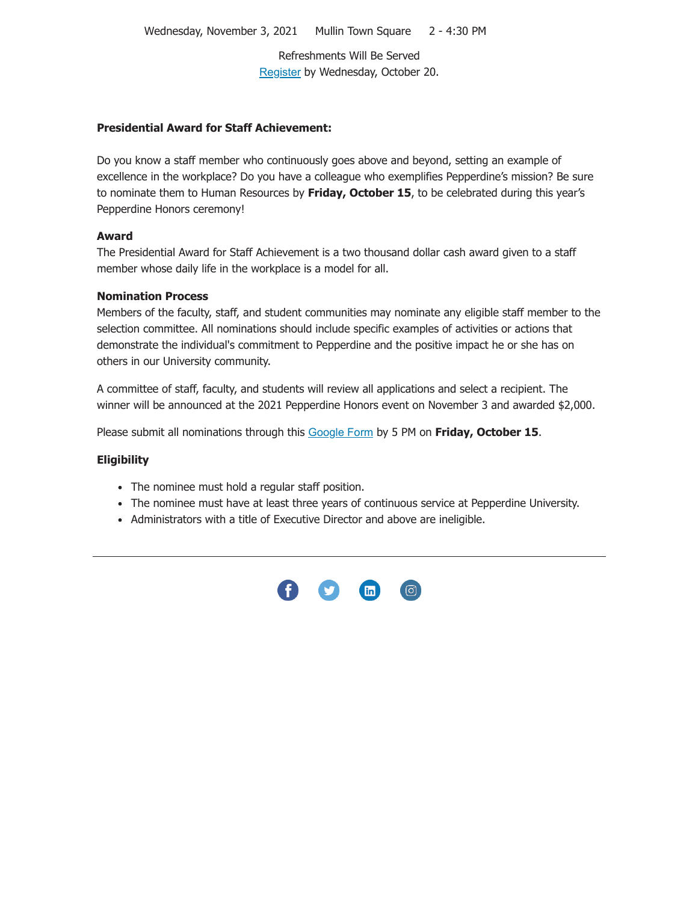Wednesday, November 3, 2021 Mullin Town Square 2 - 4:30 PM

Refreshments Will Be Served
Register by Wednesday, October 20.

**Presidential Award for Staff Achievement:**

Do you know a staff member who continuously goes above and beyond, setting an example of excellence in the workplace? Do you have a colleague who exemplifies Pepperdine's mission? Be sure to nominate them to Human Resources by **Friday, October 15**, to be celebrated during this year's Pepperdine Honors ceremony!

**Award**
The Presidential Award for Staff Achievement is a two thousand dollar cash award given to a staff member whose daily life in the workplace is a model for all.

**Nomination Process**
Members of the faculty, staff, and student communities may nominate any eligible staff member to the selection committee. All nominations should include specific examples of activities or actions that demonstrate the individual's commitment to Pepperdine and the positive impact he or she has on others in our University community.

A committee of staff, faculty, and students will review all applications and select a recipient. The winner will be announced at the 2021 Pepperdine Honors event on November 3 and awarded $2,000.

Please submit all nominations through this Google Form by 5 PM on **Friday, October 15**.

**Eligibility**

- The nominee must hold a regular staff position.
- The nominee must have at least three years of continuous service at Pepperdine University.
- Administrators with a title of Executive Director and above are ineligible.